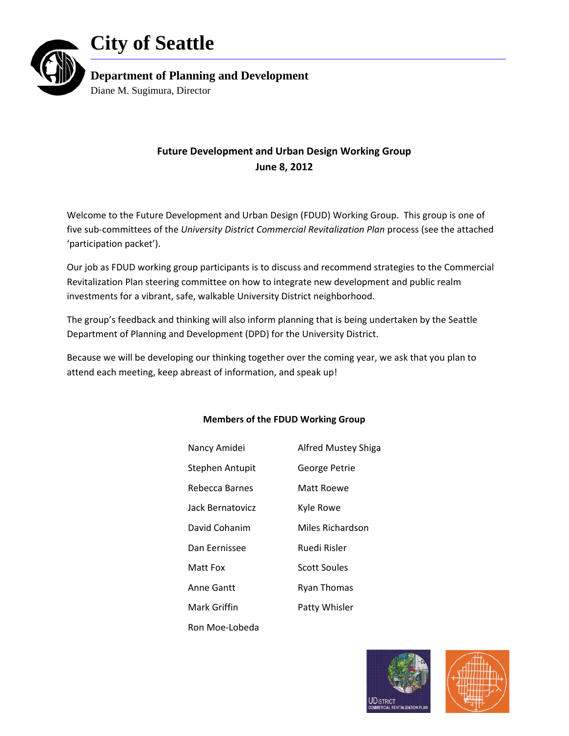# City of Seattle

**Department of Planning and Development**
Diane M. Sugimura, Director

## Future Development and Urban Design Working Group
**June 8, 2012**

Welcome to the Future Development and Urban Design (FDUD) Working Group. This group is one of five sub-committees of the *University District Commercial Revitalization Plan* process (see the attached 'participation packet').

Our job as FDUD working group participants is to discuss and recommend strategies to the Commercial Revitalization Plan steering committee on how to integrate new development and public realm investments for a vibrant, safe, walkable University District neighborhood.

The group's feedback and thinking will also inform planning that is being undertaken by the Seattle Department of Planning and Development (DPD) for the University District.

Because we will be developing our thinking together over the coming year, we ask that you plan to attend each meeting, keep abreast of information, and speak up!

### Members of the FDUD Working Group

| | |
|---|---|
| Nancy Amidei | Alfred Mustey Shiga |
| Stephen Antupit | George Petrie |
| Rebecca Barnes | Matt Roewe |
| Jack Bernatovicz | Kyle Rowe |
| David Cohanim | Miles Richardson |
| Dan Eernissee | Ruedi Risler |
| Matt Fox | Scott Soules |
| Anne Gantt | Ryan Thomas |
| Mark Griffin | Patty Whisler |
| Ron Moe-Lobeda | |

UDISTRICT COMMERCIAL REVITALIZATION PLAN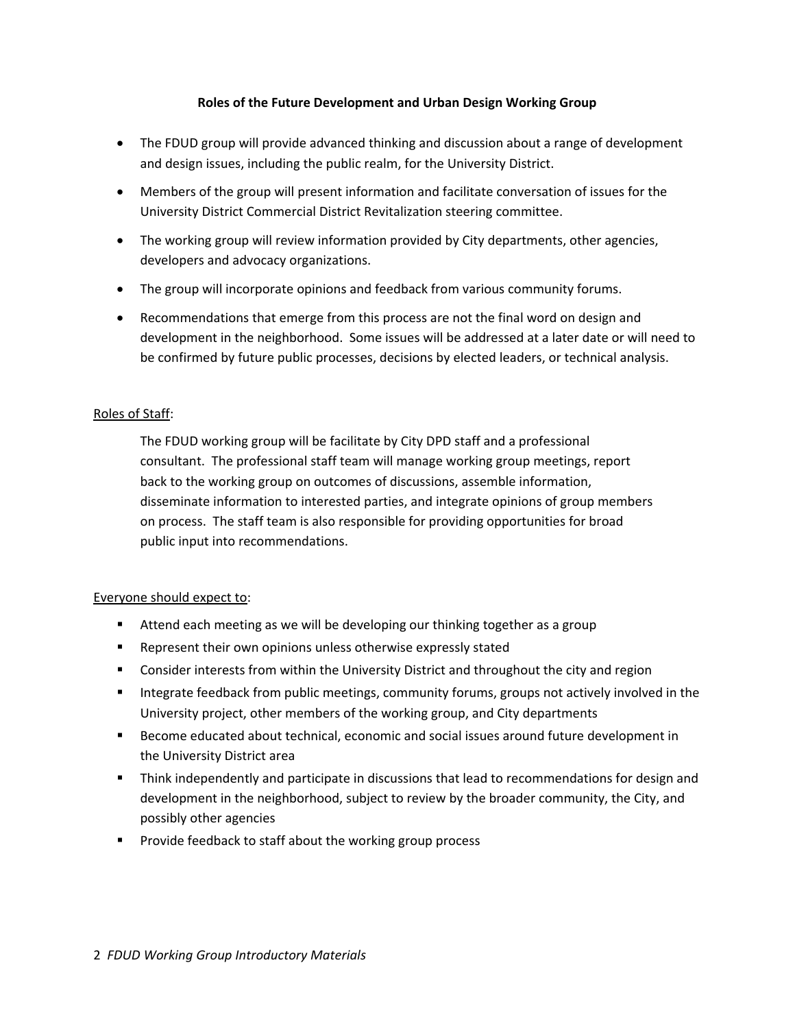**Roles of the Future Development and Urban Design Working Group**

- The FDUD group will provide advanced thinking and discussion about a range of development and design issues, including the public realm, for the University District.
- Members of the group will present information and facilitate conversation of issues for the University District Commercial District Revitalization steering committee.
- The working group will review information provided by City departments, other agencies, developers and advocacy organizations.
- The group will incorporate opinions and feedback from various community forums.
- Recommendations that emerge from this process are not the final word on design and development in the neighborhood. Some issues will be addressed at a later date or will need to be confirmed by future public processes, decisions by elected leaders, or technical analysis.

Roles of Staff:

The FDUD working group will be facilitate by City DPD staff and a professional consultant. The professional staff team will manage working group meetings, report back to the working group on outcomes of discussions, assemble information, disseminate information to interested parties, and integrate opinions of group members on process. The staff team is also responsible for providing opportunities for broad public input into recommendations.

Everyone should expect to:

- Attend each meeting as we will be developing our thinking together as a group
- Represent their own opinions unless otherwise expressly stated
- Consider interests from within the University District and throughout the city and region
- Integrate feedback from public meetings, community forums, groups not actively involved in the University project, other members of the working group, and City departments
- Become educated about technical, economic and social issues around future development in the University District area
- Think independently and participate in discussions that lead to recommendations for design and development in the neighborhood, subject to review by the broader community, the City, and possibly other agencies
- Provide feedback to staff about the working group process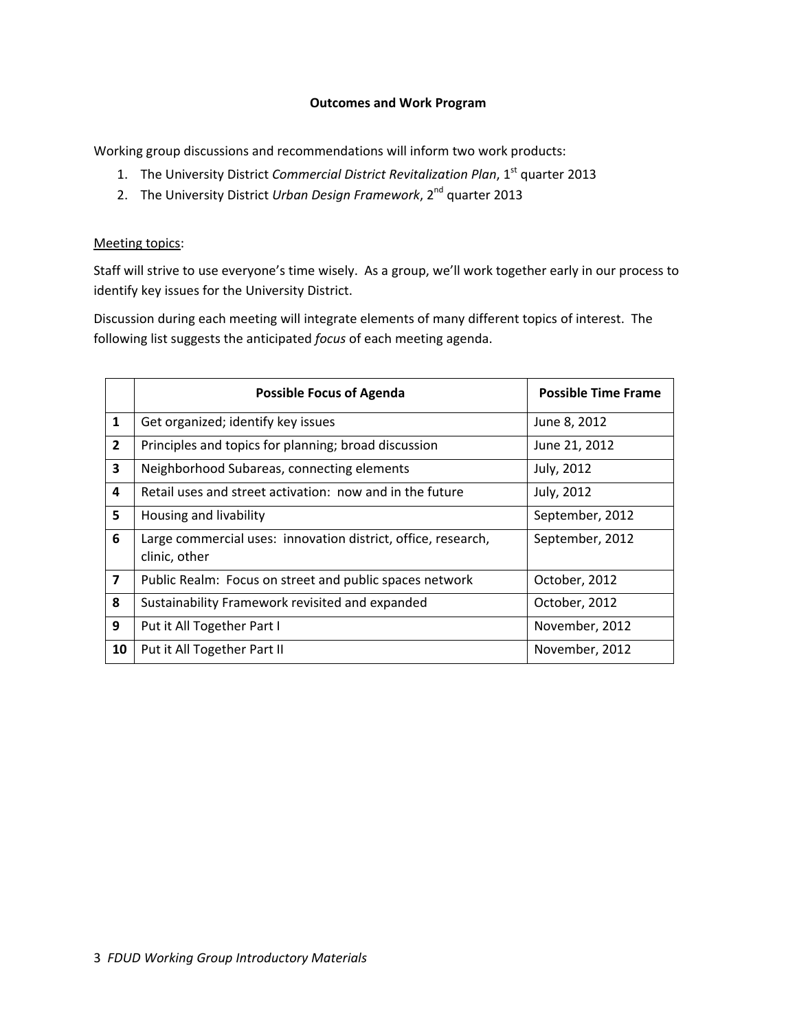**Outcomes and Work Program**

Working group discussions and recommendations will inform two work products:

1. The University District *Commercial District Revitalization Plan*, 1st quarter 2013
2. The University District *Urban Design Framework*, 2nd quarter 2013

Meeting topics:

Staff will strive to use everyone's time wisely. As a group, we'll work together early in our process to identify key issues for the University District.

Discussion during each meeting will integrate elements of many different topics of interest. The following list suggests the anticipated *focus* of each meeting agenda.

| | Possible Focus of Agenda | Possible Time Frame |
|---|---|---|
| **1** | Get organized; identify key issues | June 8, 2012 |
| **2** | Principles and topics for planning; broad discussion | June 21, 2012 |
| **3** | Neighborhood Subareas, connecting elements | July, 2012 |
| **4** | Retail uses and street activation: now and in the future | July, 2012 |
| **5** | Housing and livability | September, 2012 |
| **6** | Large commercial uses: innovation district, office, research, clinic, other | September, 2012 |
| **7** | Public Realm: Focus on street and public spaces network | October, 2012 |
| **8** | Sustainability Framework revisited and expanded | October, 2012 |
| **9** | Put it All Together Part I | November, 2012 |
| **10** | Put it All Together Part II | November, 2012 |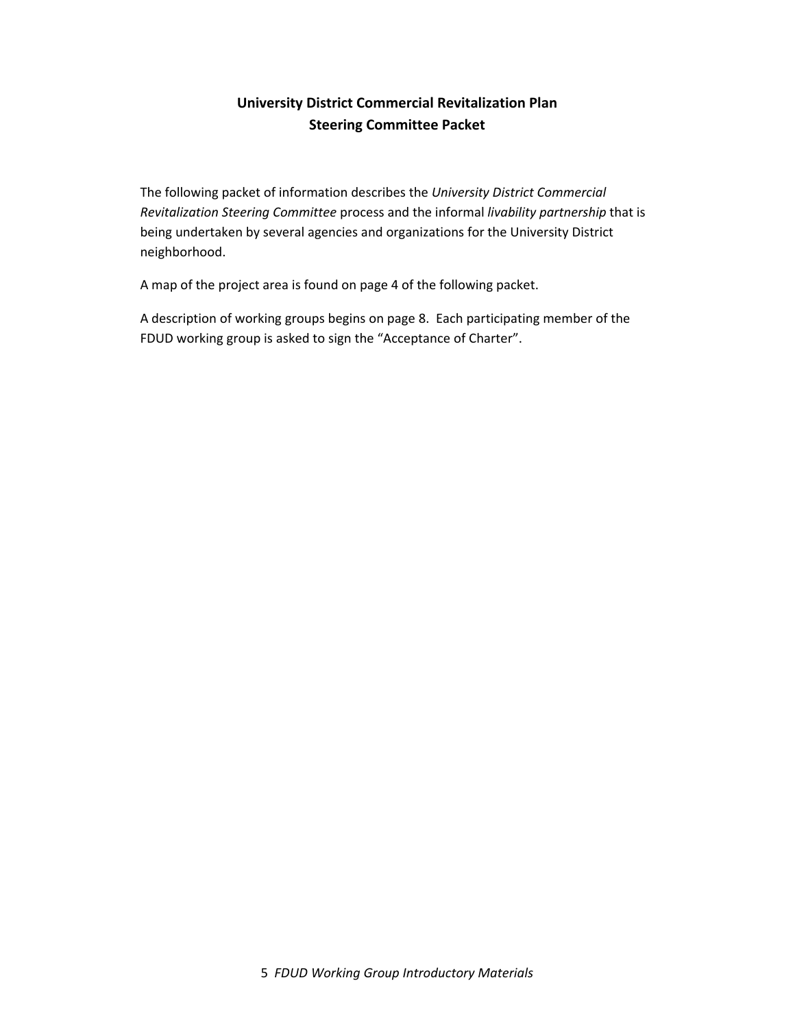# University District Commercial Revitalization Plan
# Steering Committee Packet

The following packet of information describes the *University District Commercial Revitalization Steering Committee* process and the informal *livability partnership* that is being undertaken by several agencies and organizations for the University District neighborhood.

A map of the project area is found on page 4 of the following packet.

A description of working groups begins on page 8. Each participating member of the FDUD working group is asked to sign the "Acceptance of Charter".